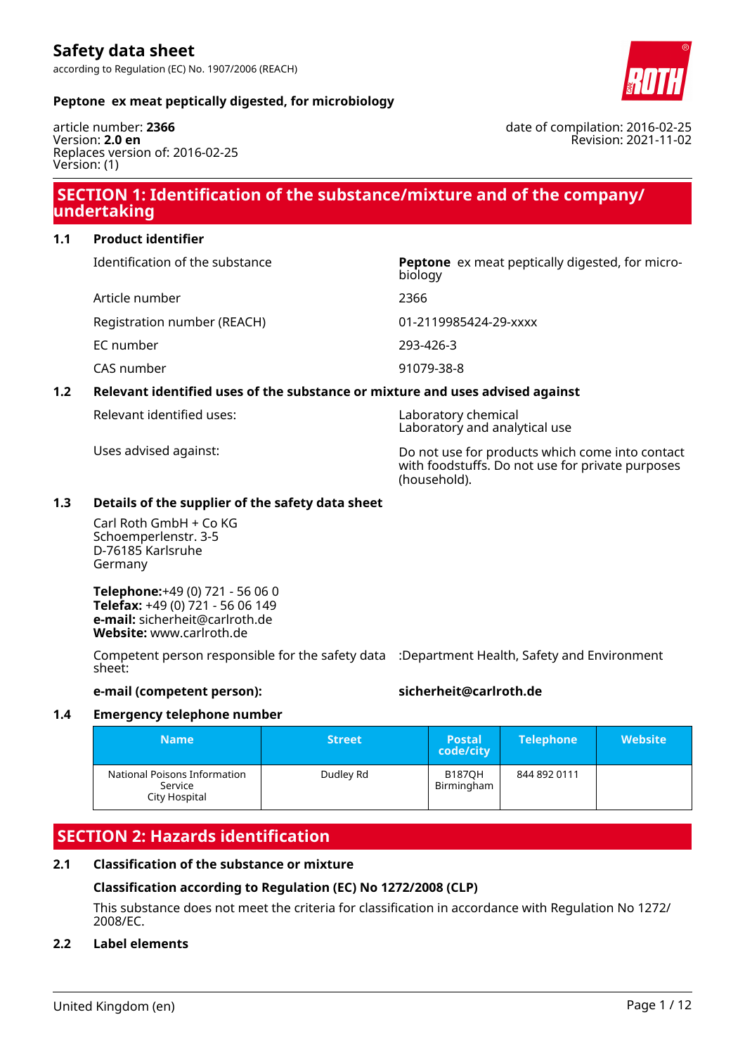# Safety data sheet

according to Regulation (EC) No. 1907/2006 (REACH)

**Peptone ex meat peptically digested, for microbiology**

article number: **2366**
Version: **2.0 en**
Replaces version of: 2016-02-25
Version: (1)

date of compilation: 2016-02-25
Revision: 2021-11-02

## SECTION 1: Identification of the substance/mixture and of the company/undertaking

### 1.1 Product identifier

| | |
|---|---|
| Identification of the substance | **Peptone** ex meat peptically digested, for microbiology |
| Article number | 2366 |
| Registration number (REACH) | 01-2119985424-29-xxxx |
| EC number | 293-426-3 |
| CAS number | 91079-38-8 |

### 1.2 Relevant identified uses of the substance or mixture and uses advised against

| | |
|---|---|
| Relevant identified uses: | Laboratory chemical<br>Laboratory and analytical use |
| Uses advised against: | Do not use for products which come into contact with foodstuffs. Do not use for private purposes (household). |

### 1.3 Details of the supplier of the safety data sheet

Carl Roth GmbH + Co KG
Schoemperlenstr. 3-5
D-76185 Karlsruhe
Germany

**Telephone:**+49 (0) 721 - 56 06 0
**Telefax:** +49 (0) 721 - 56 06 149
**e-mail:** sicherheit@carlroth.de
**Website:** www.carlroth.de

Competent person responsible for the safety data sheet: :Department Health, Safety and Environment

**e-mail (competent person):** **sicherheit@carlroth.de**

### 1.4 Emergency telephone number

| Name | Street | Postal code/city | Telephone | Website |
|---|---|---|---|---|
| National Poisons Information Service City Hospital | Dudley Rd | B187QH Birmingham | 844 892 0111 | |

## SECTION 2: Hazards identification

### 2.1 Classification of the substance or mixture

**Classification according to Regulation (EC) No 1272/2008 (CLP)**

This substance does not meet the criteria for classification in accordance with Regulation No 1272/2008/EC.

### 2.2 Label elements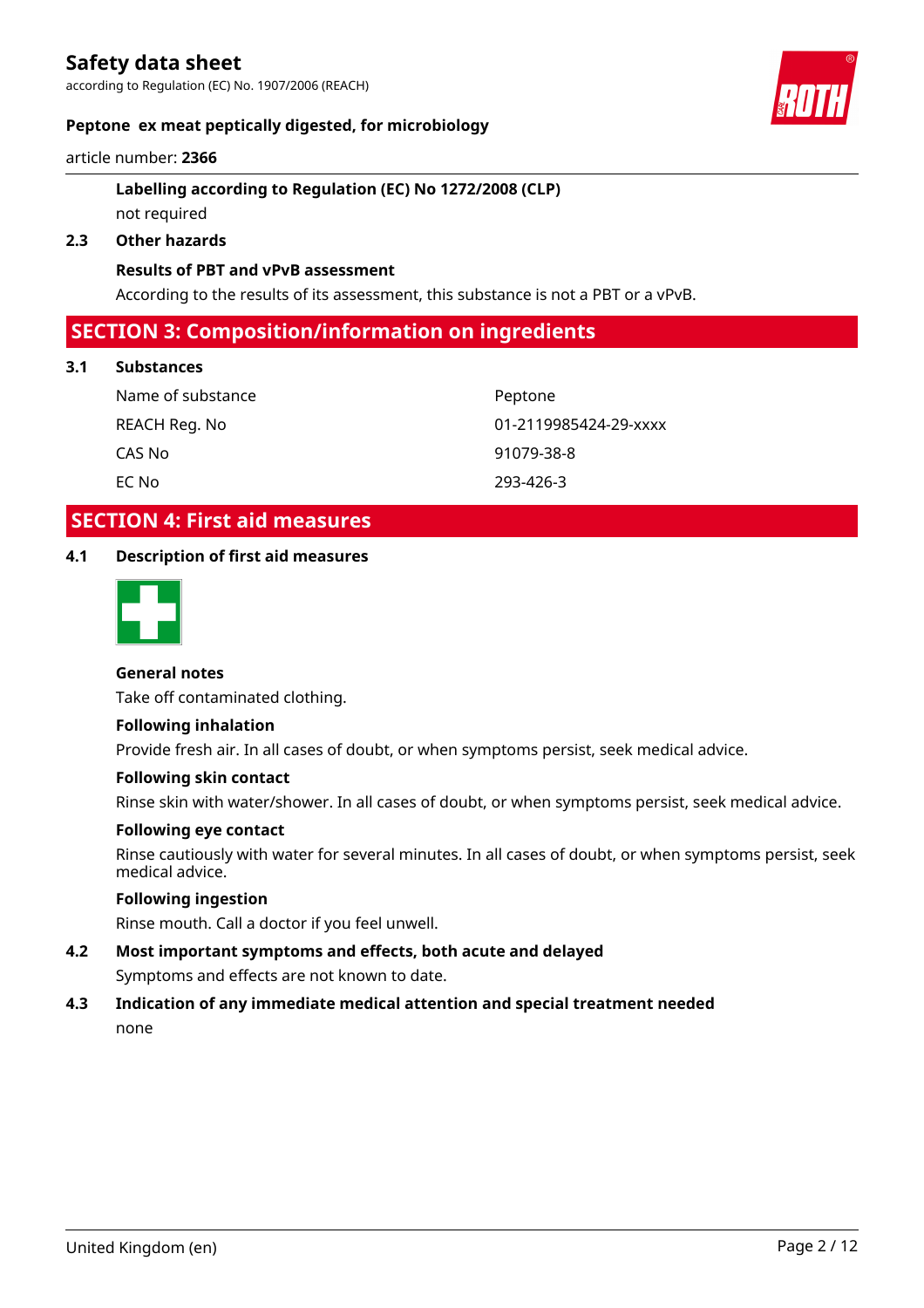**Labelling according to Regulation (EC) No 1272/2008 (CLP)**

not required

### 2.3 Other hazards

**Results of PBT and vPvB assessment**

According to the results of its assessment, this substance is not a PBT or a vPvB.

## SECTION 3: Composition/information on ingredients

### 3.1 Substances

| | |
|---|---|
| Name of substance | Peptone |
| REACH Reg. No | 01-2119985424-29-xxxx |
| CAS No | 91079-38-8 |
| EC No | 293-426-3 |

## SECTION 4: First aid measures

### 4.1 Description of first aid measures

**General notes**

Take off contaminated clothing.

**Following inhalation**

Provide fresh air. In all cases of doubt, or when symptoms persist, seek medical advice.

**Following skin contact**

Rinse skin with water/shower. In all cases of doubt, or when symptoms persist, seek medical advice.

**Following eye contact**

Rinse cautiously with water for several minutes. In all cases of doubt, or when symptoms persist, seek medical advice.

**Following ingestion**

Rinse mouth. Call a doctor if you feel unwell.

### 4.2 Most important symptoms and effects, both acute and delayed

Symptoms and effects are not known to date.

### 4.3 Indication of any immediate medical attention and special treatment needed

none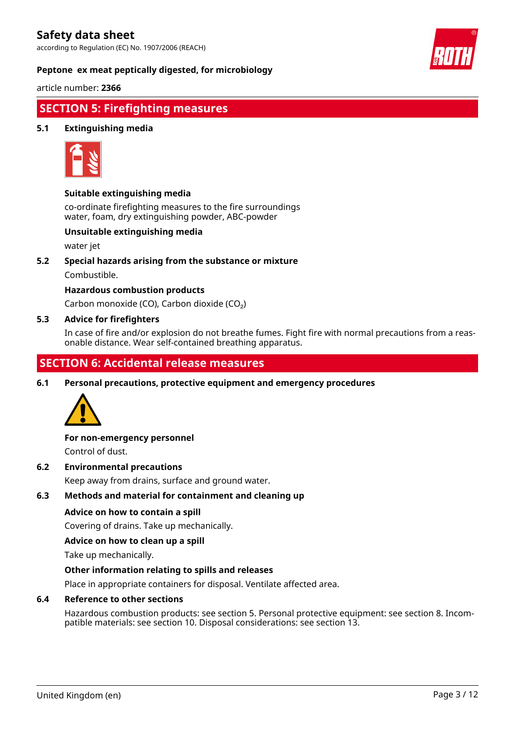## SECTION 5: Firefighting measures

### 5.1 Extinguishing media

**Suitable extinguishing media**

co-ordinate firefighting measures to the fire surroundings
water, foam, dry extinguishing powder, ABC-powder

**Unsuitable extinguishing media**

water jet

### 5.2 Special hazards arising from the substance or mixture

Combustible.

**Hazardous combustion products**

Carbon monoxide (CO), Carbon dioxide ($CO_2$)

### 5.3 Advice for firefighters

In case of fire and/or explosion do not breathe fumes. Fight fire with normal precautions from a reasonable distance. Wear self-contained breathing apparatus.

## SECTION 6: Accidental release measures

### 6.1 Personal precautions, protective equipment and emergency procedures

**For non-emergency personnel**

Control of dust.

### 6.2 Environmental precautions

Keep away from drains, surface and ground water.

### 6.3 Methods and material for containment and cleaning up

**Advice on how to contain a spill**

Covering of drains. Take up mechanically.

**Advice on how to clean up a spill**

Take up mechanically.

**Other information relating to spills and releases**

Place in appropriate containers for disposal. Ventilate affected area.

### 6.4 Reference to other sections

Hazardous combustion products: see section 5. Personal protective equipment: see section 8. Incompatible materials: see section 10. Disposal considerations: see section 13.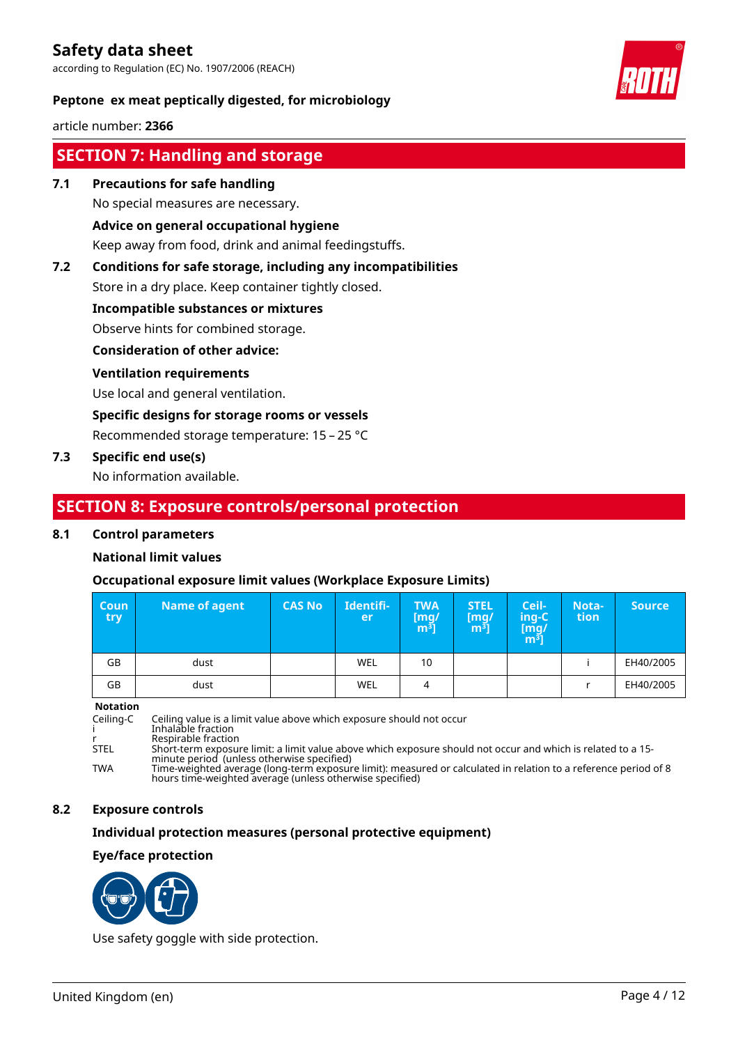## SECTION 7: Handling and storage

**7.1 Precautions for safe handling**

No special measures are necessary.

**Advice on general occupational hygiene**

Keep away from food, drink and animal feedingstuffs.

**7.2 Conditions for safe storage, including any incompatibilities**

Store in a dry place. Keep container tightly closed.

**Incompatible substances or mixtures**

Observe hints for combined storage.

**Consideration of other advice:**

**Ventilation requirements**

Use local and general ventilation.

**Specific designs for storage rooms or vessels**

Recommended storage temperature: 15 – 25 °C

**7.3 Specific end use(s)**

No information available.

## SECTION 8: Exposure controls/personal protection

**8.1 Control parameters**

**National limit values**

**Occupational exposure limit values (Workplace Exposure Limits)**

| Country | Name of agent | CAS No | Identifier | TWA [mg/m³] | STEL [mg/m³] | Ceiling-C [mg/m³] | Notation | Source |
|---|---|---|---|---|---|---|---|---|
| GB | dust | | WEL | 10 | | | i | EH40/2005 |
| GB | dust | | WEL | 4 | | | r | EH40/2005 |

**Notation**

Ceiling-C Ceiling value is a limit value above which exposure should not occur
i Inhalable fraction
r Respirable fraction
STEL Short-term exposure limit: a limit value above which exposure should not occur and which is related to a 15-minute period (unless otherwise specified)
TWA Time-weighted average (long-term exposure limit): measured or calculated in relation to a reference period of 8 hours time-weighted average (unless otherwise specified)

**8.2 Exposure controls**

**Individual protection measures (personal protective equipment)**

**Eye/face protection**

Use safety goggle with side protection.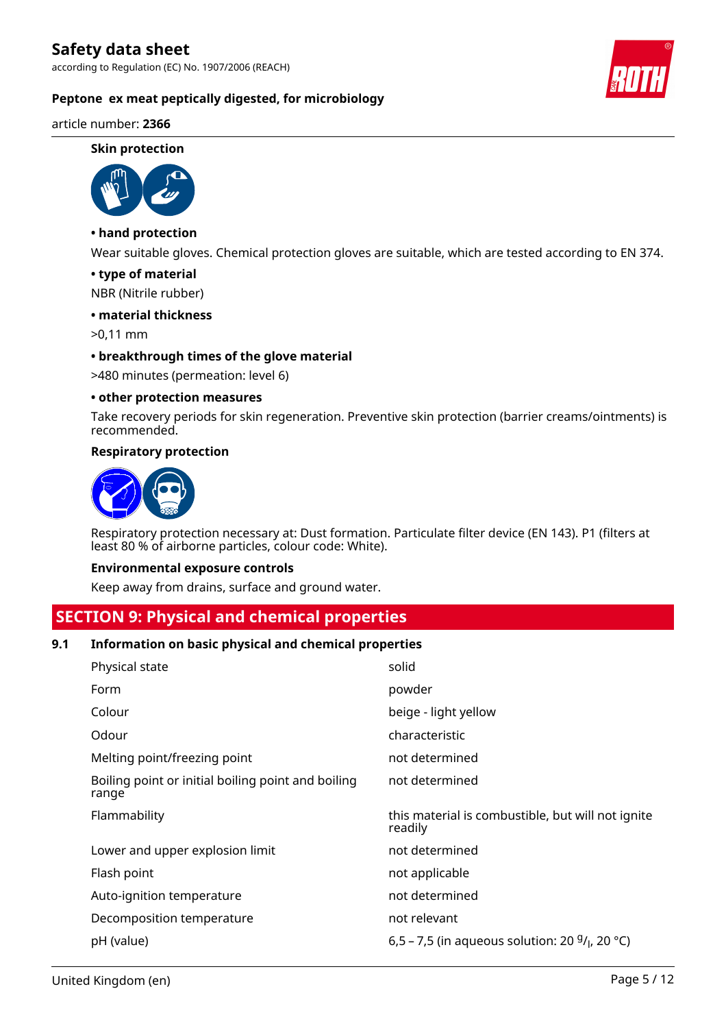### Skin protection

**• hand protection**

Wear suitable gloves. Chemical protection gloves are suitable, which are tested according to EN 374.

**• type of material**

NBR (Nitrile rubber)

**• material thickness**

>0,11 mm

**• breakthrough times of the glove material**

>480 minutes (permeation: level 6)

**• other protection measures**

Take recovery periods for skin regeneration. Preventive skin protection (barrier creams/ointments) is recommended.

### Respiratory protection

Respiratory protection necessary at: Dust formation. Particulate filter device (EN 143). P1 (filters at least 80 % of airborne particles, colour code: White).

### Environmental exposure controls

Keep away from drains, surface and ground water.

## SECTION 9: Physical and chemical properties

### 9.1 Information on basic physical and chemical properties

| Property | Value |
|---|---|
| Physical state | solid |
| Form | powder |
| Colour | beige - light yellow |
| Odour | characteristic |
| Melting point/freezing point | not determined |
| Boiling point or initial boiling point and boiling range | not determined |
| Flammability | this material is combustible, but will not ignite readily |
| Lower and upper explosion limit | not determined |
| Flash point | not applicable |
| Auto-ignition temperature | not determined |
| Decomposition temperature | not relevant |
| pH (value) | 6,5 – 7,5 (in aqueous solution: 20 $^{g}/_{l}$, 20 °C) |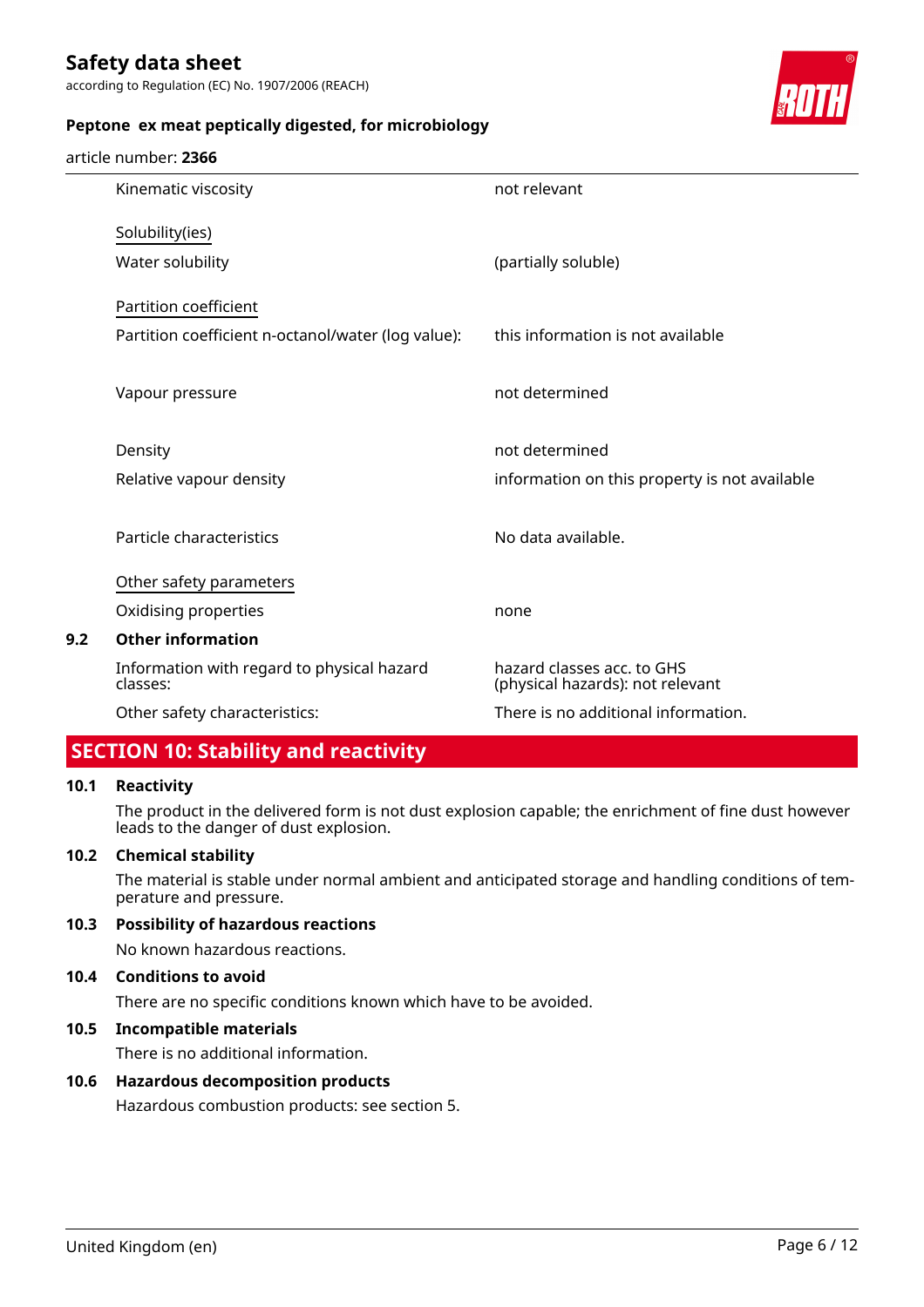| | |
|---|---|
| Kinematic viscosity | not relevant |
| Solubility(ies) | |
| Water solubility | (partially soluble) |
| Partition coefficient | |
| Partition coefficient n-octanol/water (log value): | this information is not available |
| Vapour pressure | not determined |
| Density | not determined |
| Relative vapour density | information on this property is not available |
| Particle characteristics | No data available. |
| Other safety parameters | |
| Oxidising properties | none |

**9.2 Other information**

| | |
|---|---|
| Information with regard to physical hazard classes: | hazard classes acc. to GHS (physical hazards): not relevant |
| Other safety characteristics: | There is no additional information. |

## SECTION 10: Stability and reactivity

**10.1 Reactivity**

The product in the delivered form is not dust explosion capable; the enrichment of fine dust however leads to the danger of dust explosion.

**10.2 Chemical stability**

The material is stable under normal ambient and anticipated storage and handling conditions of temperature and pressure.

**10.3 Possibility of hazardous reactions**

No known hazardous reactions.

**10.4 Conditions to avoid**

There are no specific conditions known which have to be avoided.

**10.5 Incompatible materials**

There is no additional information.

**10.6 Hazardous decomposition products**

Hazardous combustion products: see section 5.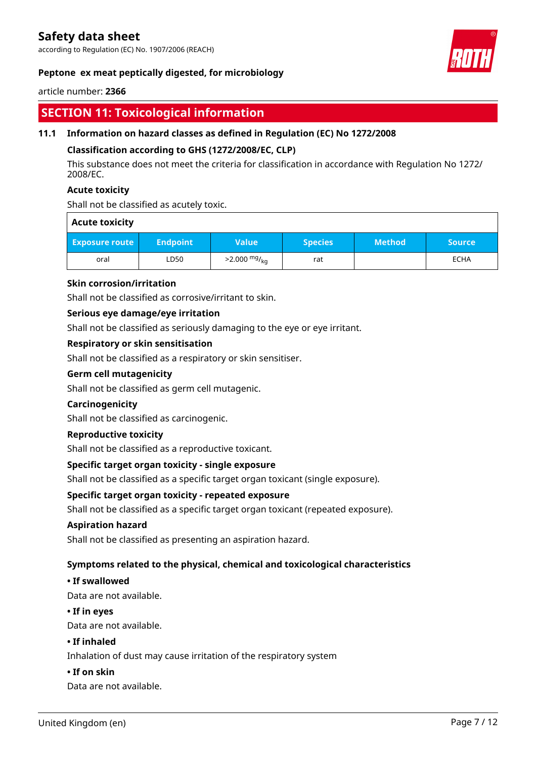## SECTION 11: Toxicological information

### 11.1 Information on hazard classes as defined in Regulation (EC) No 1272/2008

**Classification according to GHS (1272/2008/EC, CLP)**

This substance does not meet the criteria for classification in accordance with Regulation No 1272/2008/EC.

**Acute toxicity**

Shall not be classified as acutely toxic.

| Acute toxicity | | | | | |
|---|---|---|---|---|---|
| **Exposure route** | **Endpoint** | **Value** | **Species** | **Method** | **Source** |
| oral | LD50 | >2.000 $^{mg}/_{kg}$ | rat | | ECHA |

**Skin corrosion/irritation**

Shall not be classified as corrosive/irritant to skin.

**Serious eye damage/eye irritation**

Shall not be classified as seriously damaging to the eye or eye irritant.

**Respiratory or skin sensitisation**

Shall not be classified as a respiratory or skin sensitiser.

**Germ cell mutagenicity**

Shall not be classified as germ cell mutagenic.

**Carcinogenicity**

Shall not be classified as carcinogenic.

**Reproductive toxicity**

Shall not be classified as a reproductive toxicant.

**Specific target organ toxicity - single exposure**

Shall not be classified as a specific target organ toxicant (single exposure).

**Specific target organ toxicity - repeated exposure**

Shall not be classified as a specific target organ toxicant (repeated exposure).

**Aspiration hazard**

Shall not be classified as presenting an aspiration hazard.

**Symptoms related to the physical, chemical and toxicological characteristics**

**• If swallowed**

Data are not available.

**• If in eyes**

Data are not available.

**• If inhaled**

Inhalation of dust may cause irritation of the respiratory system

**• If on skin**

Data are not available.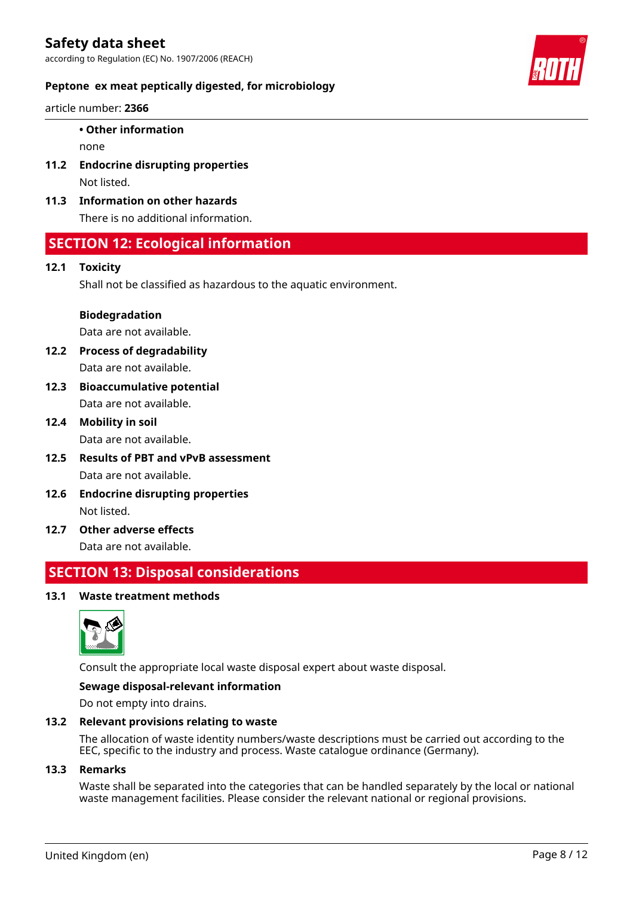- **Other information**

  none

### 11.2 Endocrine disrupting properties

Not listed.

### 11.3 Information on other hazards

There is no additional information.

## SECTION 12: Ecological information

### 12.1 Toxicity

Shall not be classified as hazardous to the aquatic environment.

**Biodegradation**

Data are not available.

### 12.2 Process of degradability

Data are not available.

### 12.3 Bioaccumulative potential

Data are not available.

### 12.4 Mobility in soil

Data are not available.

### 12.5 Results of PBT and vPvB assessment

Data are not available.

### 12.6 Endocrine disrupting properties

Not listed.

### 12.7 Other adverse effects

Data are not available.

## SECTION 13: Disposal considerations

### 13.1 Waste treatment methods

Consult the appropriate local waste disposal expert about waste disposal.

**Sewage disposal-relevant information**

Do not empty into drains.

### 13.2 Relevant provisions relating to waste

The allocation of waste identity numbers/waste descriptions must be carried out according to the EEC, specific to the industry and process. Waste catalogue ordinance (Germany).

### 13.3 Remarks

Waste shall be separated into the categories that can be handled separately by the local or national waste management facilities. Please consider the relevant national or regional provisions.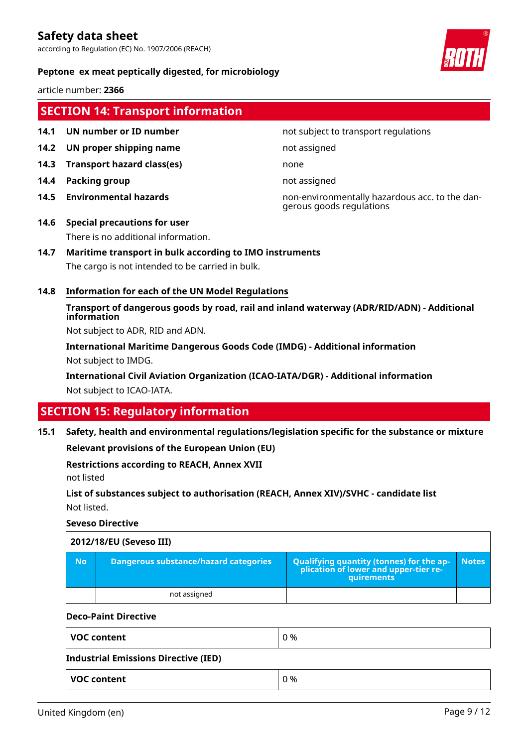## SECTION 14: Transport information

| | | |
|---|---|---|
| **14.1** | **UN number or ID number** | not subject to transport regulations |
| **14.2** | **UN proper shipping name** | not assigned |
| **14.3** | **Transport hazard class(es)** | none |
| **14.4** | **Packing group** | not assigned |
| **14.5** | **Environmental hazards** | non-environmentally hazardous acc. to the dangerous goods regulations |

**14.6 Special precautions for user**

There is no additional information.

**14.7 Maritime transport in bulk according to IMO instruments**

The cargo is not intended to be carried in bulk.

**14.8 Information for each of the UN Model Regulations**

**Transport of dangerous goods by road, rail and inland waterway (ADR/RID/ADN) - Additional information**

Not subject to ADR, RID and ADN.

**International Maritime Dangerous Goods Code (IMDG) - Additional information**

Not subject to IMDG.

**International Civil Aviation Organization (ICAO-IATA/DGR) - Additional information**

Not subject to ICAO-IATA.

## SECTION 15: Regulatory information

**15.1 Safety, health and environmental regulations/legislation specific for the substance or mixture**

**Relevant provisions of the European Union (EU)**

**Restrictions according to REACH, Annex XVII**

not listed

**List of substances subject to authorisation (REACH, Annex XIV)/SVHC - candidate list**

Not listed.

**Seveso Directive**

| 2012/18/EU (Seveso III) | | | |
|---|---|---|---|
| **No** | **Dangerous substance/hazard categories** | **Qualifying quantity (tonnes) for the application of lower and upper-tier requirements** | **Notes** |
| | not assigned | | |

**Deco-Paint Directive**

| | |
|---|---|
| **VOC content** | 0 % |

**Industrial Emissions Directive (IED)**

| | |
|---|---|
| **VOC content** | 0 % |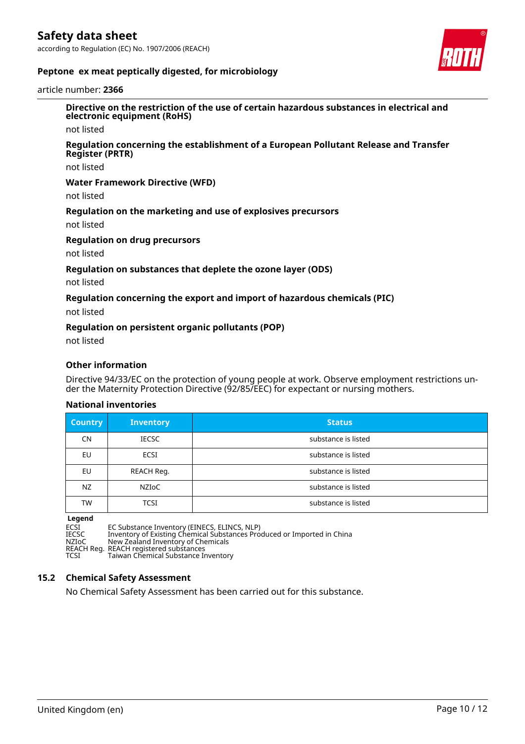**Directive on the restriction of the use of certain hazardous substances in electrical and electronic equipment (RoHS)**

not listed

**Regulation concerning the establishment of a European Pollutant Release and Transfer Register (PRTR)**

not listed

**Water Framework Directive (WFD)**

not listed

**Regulation on the marketing and use of explosives precursors**

not listed

**Regulation on drug precursors**

not listed

**Regulation on substances that deplete the ozone layer (ODS)**

not listed

**Regulation concerning the export and import of hazardous chemicals (PIC)**

not listed

**Regulation on persistent organic pollutants (POP)**

not listed

**Other information**

Directive 94/33/EC on the protection of young people at work. Observe employment restrictions under the Maternity Protection Directive (92/85/EEC) for expectant or nursing mothers.

**National inventories**

| Country | Inventory | Status |
|---|---|---|
| CN | IECSC | substance is listed |
| EU | ECSI | substance is listed |
| EU | REACH Reg. | substance is listed |
| NZ | NZIoC | substance is listed |
| TW | TCSI | substance is listed |

**Legend**

ECSI EC Substance Inventory (EINECS, ELINCS, NLP)
IECSC Inventory of Existing Chemical Substances Produced or Imported in China
NZIoC New Zealand Inventory of Chemicals
REACH Reg. REACH registered substances
TCSI Taiwan Chemical Substance Inventory

## 15.2 Chemical Safety Assessment

No Chemical Safety Assessment has been carried out for this substance.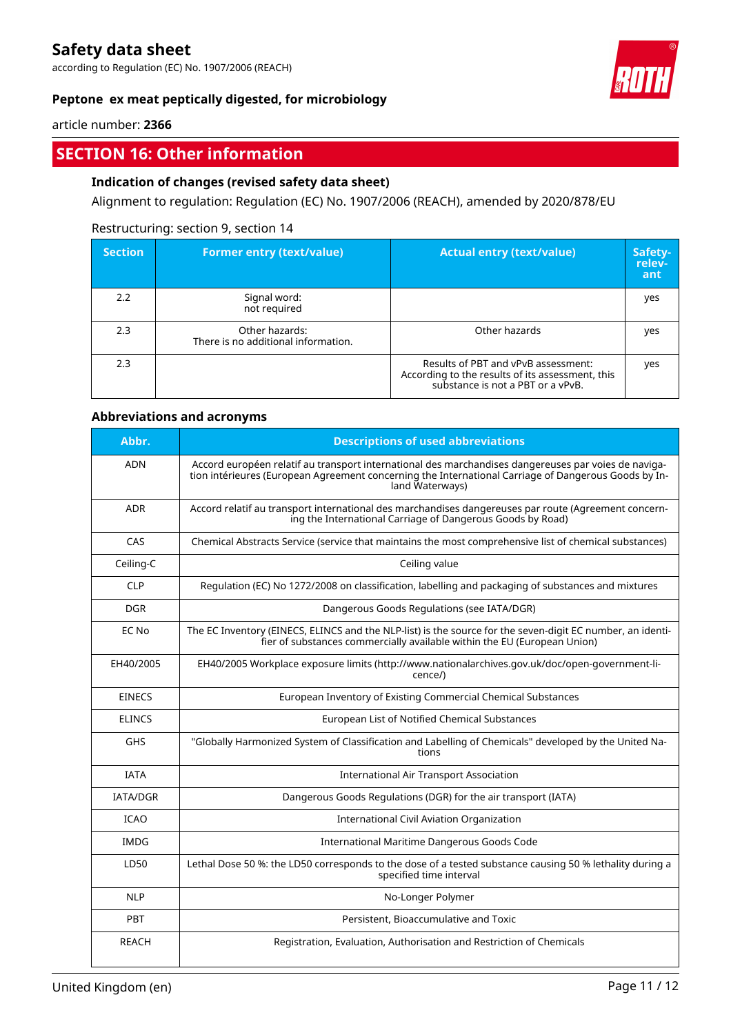## SECTION 16: Other information

### Indication of changes (revised safety data sheet)

Alignment to regulation: Regulation (EC) No. 1907/2006 (REACH), amended by 2020/878/EU

Restructuring: section 9, section 14

| Section | Former entry (text/value) | Actual entry (text/value) | Safety-relevant |
|---|---|---|---|
| 2.2 | Signal word: not required | | yes |
| 2.3 | Other hazards: There is no additional information. | Other hazards | yes |
| 2.3 | | Results of PBT and vPvB assessment: According to the results of its assessment, this substance is not a PBT or a vPvB. | yes |

### Abbreviations and acronyms

| Abbr. | Descriptions of used abbreviations |
|---|---|
| ADN | Accord européen relatif au transport international des marchandises dangereuses par voies de navigation intérieures (European Agreement concerning the International Carriage of Dangerous Goods by Inland Waterways) |
| ADR | Accord relatif au transport international des marchandises dangereuses par route (Agreement concerning the International Carriage of Dangerous Goods by Road) |
| CAS | Chemical Abstracts Service (service that maintains the most comprehensive list of chemical substances) |
| Ceiling-C | Ceiling value |
| CLP | Regulation (EC) No 1272/2008 on classification, labelling and packaging of substances and mixtures |
| DGR | Dangerous Goods Regulations (see IATA/DGR) |
| EC No | The EC Inventory (EINECS, ELINCS and the NLP-list) is the source for the seven-digit EC number, an identifier of substances commercially available within the EU (European Union) |
| EH40/2005 | EH40/2005 Workplace exposure limits (http://www.nationalarchives.gov.uk/doc/open-government-licence/) |
| EINECS | European Inventory of Existing Commercial Chemical Substances |
| ELINCS | European List of Notified Chemical Substances |
| GHS | "Globally Harmonized System of Classification and Labelling of Chemicals" developed by the United Nations |
| IATA | International Air Transport Association |
| IATA/DGR | Dangerous Goods Regulations (DGR) for the air transport (IATA) |
| ICAO | International Civil Aviation Organization |
| IMDG | International Maritime Dangerous Goods Code |
| LD50 | Lethal Dose 50 %: the LD50 corresponds to the dose of a tested substance causing 50 % lethality during a specified time interval |
| NLP | No-Longer Polymer |
| PBT | Persistent, Bioaccumulative and Toxic |
| REACH | Registration, Evaluation, Authorisation and Restriction of Chemicals |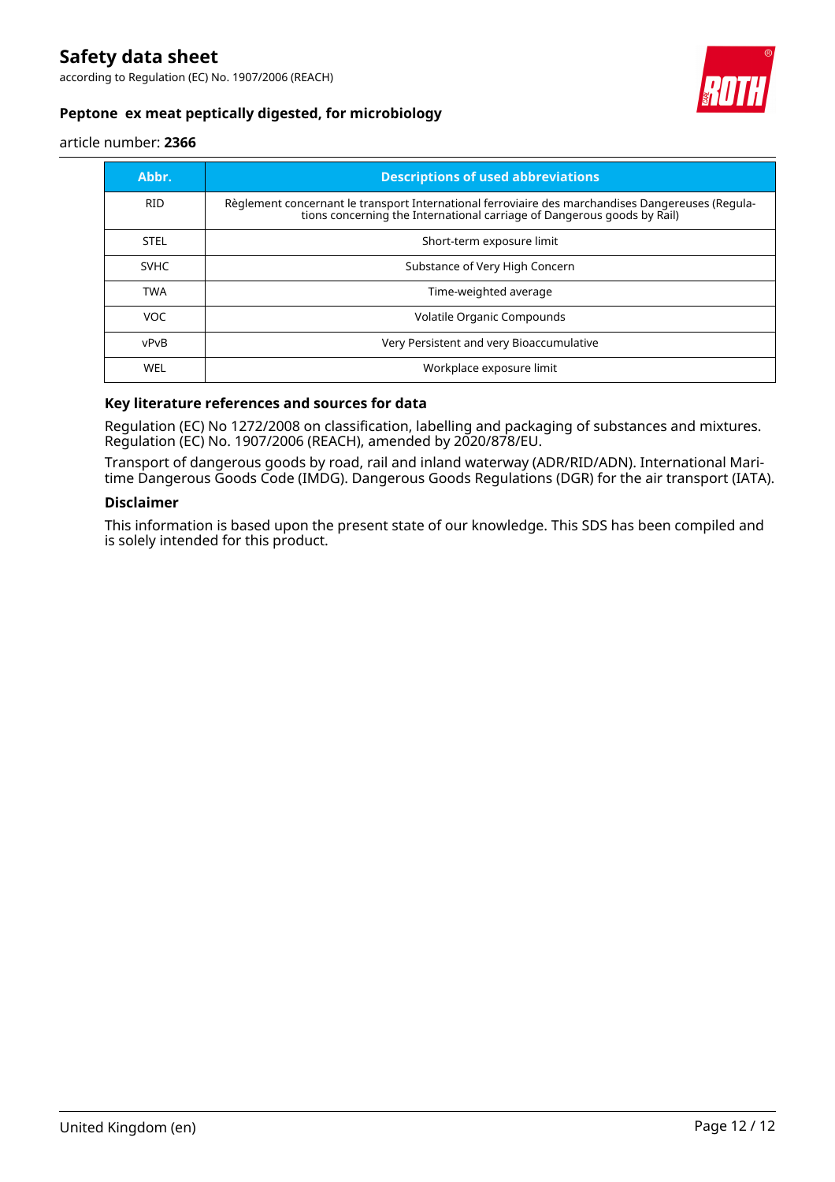| Abbr. | Descriptions of used abbreviations |
|---|---|
| RID | Règlement concernant le transport International ferroviaire des marchandises Dangereuses (Regulations concerning the International carriage of Dangerous goods by Rail) |
| STEL | Short-term exposure limit |
| SVHC | Substance of Very High Concern |
| TWA | Time-weighted average |
| VOC | Volatile Organic Compounds |
| vPvB | Very Persistent and very Bioaccumulative |
| WEL | Workplace exposure limit |

### Key literature references and sources for data

Regulation (EC) No 1272/2008 on classification, labelling and packaging of substances and mixtures. Regulation (EC) No. 1907/2006 (REACH), amended by 2020/878/EU.

Transport of dangerous goods by road, rail and inland waterway (ADR/RID/ADN). International Maritime Dangerous Goods Code (IMDG). Dangerous Goods Regulations (DGR) for the air transport (IATA).

### Disclaimer

This information is based upon the present state of our knowledge. This SDS has been compiled and is solely intended for this product.